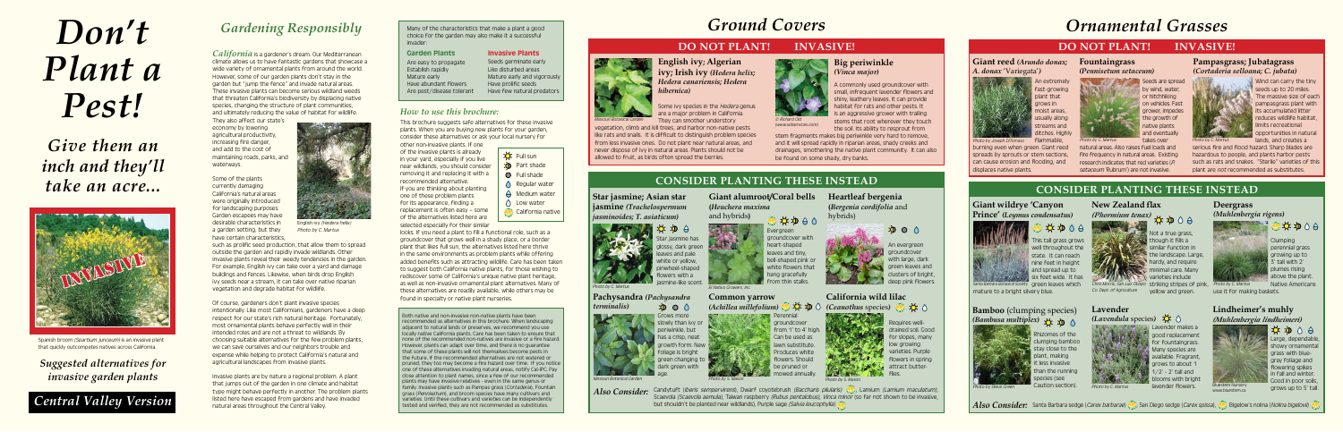# Don't Plant a Pest!

## Give them an inch and they'll take an acre...

Spanish broom (*Spartium junceum*) is an invasive plant that quickly outcompetes natives across California.

*Suggested alternatives for invasive garden plants*

*Central Valley Version*

## Gardening Responsibly

*California* is a gardener's dream. Our Mediterranean climate allows us to have fantastic gardens that showcase a wide variety of ornamental plants from around the world. However, some of our garden plants don't stay in the garden but "jump the fence" and invade natural areas. These invasive plants can become serious wildland weeds that threaten California's biodiversity by displacing native species, changing the structure of plant communities, and ultimately reducing the value of habitat for wildlife. They also affect our state's economy by lowering agricultural productivity, increasing fire danger, and add to the cost of maintaining roads, parks, and waterways.

Some of the plants currently damaging California's natural areas were originally introduced for landscaping purposes. Garden escapees may have desirable characteristics in a garden setting, but they have certain characteristics, such as prolific seed production, that allow them to spread outside the garden and rapidly invade wildlands. Other invasive plants reveal their weedy tendencies in the garden. For example, English ivy can take over a yard and damage buildings and fences. Likewise, when birds drop English ivy seeds near a stream, it can take over native riparian vegetation and degrade habitat for wildlife.

English ivy (*Hedera helix*)
Photo by C. Martus

Of course, gardeners don't plant invasive species intentionally. Like most Californians, gardeners have a deep respect for our state's rich natural heritage. Fortunately, most ornamental plants behave perfectly well in their intended roles and are not a threat to wildlands. By choosing suitable alternatives for the few problem plants, we can save ourselves and our neighbors trouble and expense while helping to protect California's natural and agricultural landscapes from invasive plants.

Invasive plants are by nature a regional problem. A plant that jumps out of the garden in one climate and habitat type might behave perfectly in another. The problem plants listed here have escaped from gardens and have invaded natural areas throughout the Central Valley.

Many of the characteristics that make a plant a good choice for the garden may also make it a successful invader:

| Garden Plants | Invasive Plants |
|---|---|
| Are easy to propagate | Seeds germinate early |
| Establish rapidly | Like disturbed areas |
| Mature early | Mature early and vigorously |
| Have abundant flowers | Have prolific seeds |
| Are pest/disease tolerant | Have few natural predators |

### How to use this brochure:

This brochure suggests safe alternatives for these invasive plants. When you are buying new plants for your garden, consider these alternatives or ask your local nursery for other non-invasive plants. If one of the invasive plants is already in your yard, especially if you live near wildlands, you should consider removing it and replacing it with a recommended alternative. If you are thinking about planting one of these problem plants for its appearance, finding a replacement is often easy – some of the alternatives listed here are selected especially for their similar looks. If you need a plant to fill a functional role, such as a groundcover that grows well in a shady place, or a border plant that likes full sun, the alternatives listed here thrive in the same environments as problem plants while offering added benefits such as attracting wildlife. Care has been taken to suggest both California native plants, for those wishing to rediscover some of California's unique native plant heritage, as well as non-invasive ornamental plant alternatives. Many of these alternatives are readily available, while others may be found in specialty or native plant nurseries.

- Full sun
- Part shade
- Full shade
- Regular water
- Medium water
- Low water
- California native

Both native and non-invasive non-native plants have been recommended as alternatives in this brochure. When landscaping adjacent to natural lands or preserves, we recommend you use locally native California plants. Care has been taken to ensure that none of the recommended non-natives are invasive or a fire hazard. However, plants can adapt over time, and there is no guarantee that some of these plants will not themselves become pests in the future. If the recommended alternatives are not watered or pruned, they too may become a fire hazard over time. If you notice one of these alternatives invading natural areas, notify Cal-IPC. Pay close attention to plant names, since a few of our recommended plants may have invasive relatives – even in the same genus or family. Invasive plants such as Pampas grass (*Cortaderia*), Fountain grass (*Pennisetum*), and broom species have many cultivars and varieties. Until these cultivars and varieties can be independently tested and verified, they are not recommended as substitutes.

# Ground Covers

## DO NOT PLANT! INVASIVE!

### English ivy; Algerian ivy; Irish ivy (*Hedera helix; Hedera canariensis; Hedera hibernica*)

Missouri Botanical Garden

Some ivy species in the *Hedera* genus are a major problem in California. They can smother understory vegetation, climb and kill trees, and harbor non-native pests like rats and snails. It is difficult to distinguish problem species from less invasive ones. Do not plant near natural areas, and never dispose of ivy in natural areas. Plants should not be allowed to fruit, as birds often spread the berries.

### Big periwinkle (*Vinca major*)

© Richard Old (www.xidservices.com)

A commonly used groundcover with small, infrequent lavender flowers and shiny, leathery leaves. It can provide habitat for rats and other pests. It is an aggressive grower with trailing stems that root wherever they touch the soil. Its ability to resprout from stem fragments makes big periwinkle very hard to remove, and it will spread rapidly in riparian areas, shady creeks and drainages, smothering the native plant community. It can also be found on some shady, dry banks.

## CONSIDER PLANTING THESE INSTEAD

### Star jasmine; Asian star jasmine (*Trachelospermum jasminoides; T. asiaticum*)

Star jasmine has glossy, dark green leaves and pale white or yellow, pinwheel-shaped flowers with a jasmine-like scent.

Photo by C. Martus

### Giant alumroot/Coral bells (*Heuchera maxima* and hybrids)

Evergreen groundcover with heart-shaped leaves and tiny, bell-shaped pink or white flowers that hang gracefully from thin stalks.

El Nativo Growers, Inc.

### Heartleaf bergenia (*Bergenia cordifolia* and hybrids)

An evergreen groundcover with large, dark green leaves and clusters of bright, deep pink flowers.

Photo by S. Mason

### Pachysandra (*Pachysandra terminalis*)

Grows more slowly than ivy or periwinkle, but has a crisp, neat growth form. New foliage is bright green changing to dark green with age.

Missouri Botanical Garden

### Common yarrow (*Achillea millefolium*)

Perennial groundcover from 1' to 4' high. Can be used as lawn substitute. Produces white flowers. Should be pruned or mowed annually.

Photo by S. Mason

### California wild lilac (*Ceanothus* species)

Requires well-drained soil. Good for slopes, many low growing varieties. Purple flowers in spring attract butter-flies.

Photo by S. Mason

***Also Consider:*** Candytuft (*Iberis sempervirens*), Dwarf coyotebrush (*Baccharis pilularis*), Lamium (*Lamium maculatum*), Scaevola (*Scaevola aemula*), Taiwan raspberry (*Rubus pentalobus*); *Vinca minor* (so far not shown to be invasive, but shouldn't be planted near wildlands), Purple sage (*Salvia leucophylla*)

# Ornamental Grasses

## DO NOT PLANT! INVASIVE!

### Giant reed (*Arundo donax; A. donax* 'Variegata')

An extremely fast-growing plant that grows in moist areas, usually along streams and ditches. Highly flammable, burning even when green. Giant reed spreads by sprouts or stem sections, can cause erosion and flooding, and displaces native plants.

Photo by Joseph DiTomaso

### Fountaingrass (*Pennisetum setaceum*)

Seeds are spread by wind, water, or hitchhiking on vehicles. Fast grower, impedes the growth of native plants and eventually takes over natural areas. Also raises fuel loads and fire frequency in natural areas. Existing research indicates that red varieties (*P. setaceum* 'Rubrum') are not invasive.

Photo by C. Martus

### Pampasgrass; Jubatagrass (*Cortaderia selloana; C. jubata*)

Wind can carry the tiny seeds up to 20 miles. The massive size of each pampasgrass plant with its accumulated litter reduces wildlife habitat, limits recreational opportunities in natural lands, and creates a serious fire and flood hazard. Sharp blades are hazardous to people, and plants harbor pests such as rats and snakes. "Sterile" varieties of this plant are *not* recommended as substitutes.

Photo by C. Martus

## CONSIDER PLANTING THESE INSTEAD

### Giant wildrye 'Canyon Prince' (*Leymus condensatus*)

This tall grass grows well throughout the state. It can reach nine feet in height and spread up to six feet wide. It has green leaves which mature to a bright silvery blue.

Santa Barbara Botanical Society

### New Zealand flax (*Phormium tenax*)

Not a true grass, though it fills a similar function in the landscape. Large, hardy, and require minimal care. Many varieties include striking stripes of pink, yellow and green.

Chris Morris, San Luis Obispo Co. Dept. of Agriculture

### Deergrass (*Muhlenbergia rigens*)

Clumping perennial grass growing up to 3' tall with 2' plumes rising above the plant. Native Americans use it for making baskets.

Photo by C. Martus

### Bamboo (clumping species) (*Bambusa multiplex*)

Rhizomes of the clumping bamboo stay close to the plant, making it less invasive than the running species (see Caution section).

Photo by Steve Green

### Lavender (*Lavendula* species)

Lavender makes a good replacement for Fountaingrass. Many species are available. Fragrant, grows to about 1 1/2' - 2' tall and blooms with bright lavender flowers.

Photo by C. Martus

### Lindheimer's muhly (*Muhlenbergia lindheimeri*)

Large, dependable, showy ornamental grass with blue-gray foliage and flowering spikes in Fall and Winter. Good in poor soils, grows up to 5' tall.

Bluestem Nursery www.bluestem.ca

***Also Consider:*** Santa Barbara sedge (*Carex barbarae*), San Diego sedge (*Carex spissa*), Bigelow's nolina (*Nolina bigelovii*)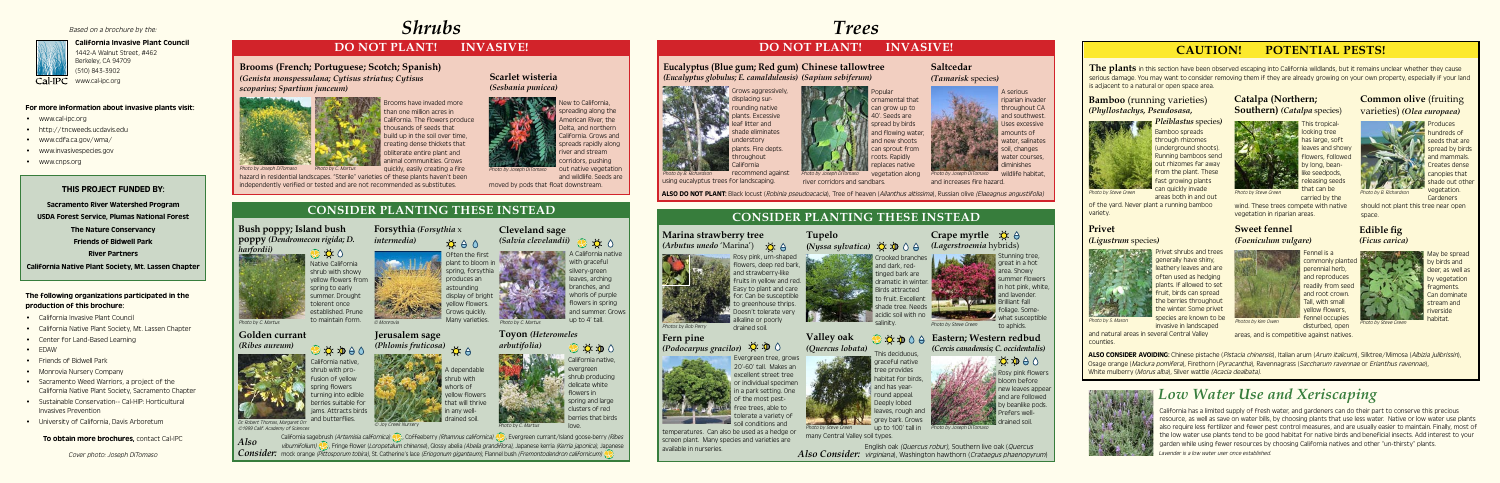*Based on a brochure by the:*

**California Invasive Plant Council**
1442-A Walnut Street, #462
Berkeley, CA 94709
(510) 843-3902
www.cal-ipc.org

**For more information about invasive plants visit:**

- www.cal-ipc.org
- http://tncweeds.ucdavis.edu
- www.cdfa.ca.gov/wma/
- www.invasivespecies.gov
- www.cnps.org

**THIS PROJECT FUNDED BY:**

**Sacramento River Watershed Program**
**USDA Forest Service, Plumas National Forest**
**The Nature Conservancy**
**Friends of Bidwell Park**
**River Partners**
**California Native Plant Society, Mt. Lassen Chapter**

**The following organizations participated in the production of this brochure:**

- California Invasive Plant Council
- California Native Plant Society, Mt. Lassen Chapter
- Center for Land-Based Learning
- EDAW
- Friends of Bidwell Park
- Monrovia Nursery Company
- Sacramento Weed Warriors, a project of the California Native Plant Society, Sacramento Chapter
- Sustainable Conservation – Cal-HIP: Horticultural Invasives Prevention
- University of California, Davis Arboretum

**To obtain more brochures,** contact Cal-IPC

*Cover photo: Joseph DiTomaso*

# Shrubs

## DO NOT PLANT! INVASIVE!

### Brooms (French; Portuguese; Scotch; Spanish)
***(Genista monspessulana; Cytisus striatus; Cytisus scoparius; Spartium junceum)***

Brooms have invaded more than one million acres in California. The flowers produce thousands of seeds that build up in the soil over time, creating dense thickets that obliterate entire plant and animal communities. Grows quickly, easily creating a fire hazard in residential landscapes. "Sterile" varieties of these plants haven't been independently verified or tested and are not recommended as substitutes.

*Photo by Joseph DiTomaso* *Photo by C. Martus*

### Scarlet wisteria
***(Sesbania punicea)***

New to California, spreading along the American River, the Delta, and northern California. Grows and spreads rapidly along river and stream corridors, pushing out native vegetation and wildlife. Seeds are moved by pods that float downstream.

*Photo by Joseph DiTomaso*

## CONSIDER PLANTING THESE INSTEAD

### Bush poppy; Island bush poppy *(Dendromecon rigida; D. harfordii)*

Native California shrub with showy yellow flowers from spring to early summer. Drought tolerant once established. Prune to maintain form.

*Photo by C. Martus*

### Forsythia *(Forsythia* x *intermedia)*

Often the first plant to bloom in spring, forsythia produces an astounding display of bright yellow flowers. Grows quickly. Many varieties.

*© Monrovia*

### Cleveland sage *(Salvia clevelandii)*

A California native with graceful silvery-green leaves, arching branches, and whorls of purple flowers in spring and summer. Grows up to 4' tall.

*Photo by C. Martus*

### Golden currant *(Ribes aureum)*

California native, shrub with profusion of yellow spring flowers turning into edible berries suitable for jams. Attracts birds and butterflies.

*Dr. Robert Thomas, Margaret Orr © 1999 Calif. Academy of Sciences*

### Jerusalem sage *(Phlomis fruticosa)*

A dependable shrub with whorls of yellow flowers that will thrive in any well-drained soil.

*© Joy Creek Nursery*

### Toyon *(Heteromeles arbutifolia)*

California native, evergreen shrub producing delicate white flowers in spring and large clusters of red berries that birds love.

*Photo by C. Martus*

**Also Consider:** California sagebrush *(Artemisia californica)*, Coffeeberry *(Rhamnus californica)*, Evergreen currant/Island goose-berry *(Ribes viburnifolium)*, Fringe flower *(Loropetalum chinense)*, Glossy abelia *(Abelia grandiflora)*, Japanese kerria *(Kerria japonica)*, Japanese mock orange *(Pittosporum tobira)*, St. Catherine's lace *(Eriogonum giganteum)*, Flannel bush *(Fremontodendron californicum)*

# Trees

## DO NOT PLANT! INVASIVE!

### Eucalyptus (Blue gum; Red gum) *(Eucalyptus globulus; E. camaldulensis)*

Grows aggressively, displacing surrounding native plants. Excessive leaf litter and shade eliminates understory plants. Fire depts. throughout California recommend against using eucalyptus trees for landscaping.

*Photo by M. Richardson*

### Chinese tallowtree *(Sapium sebiferum)*

Popular ornamental that can grow up to 40'. Seeds are spread by birds and flowing water, and new shoots can sprout from roots. Rapidly replaces native vegetation along river corridors and sandbars.

*Photo by Joseph DiTomaso*

### Saltcedar *(Tamarisk species)*

A serious riparian invader throughout CA and southwest. Uses excessive amounts of water, salinates soil, changes water courses, diminishes wildlife habitat, and increases fire hazard.

*Photo by Joseph DiTomaso*

**ALSO DO NOT PLANT:** Black locust *(Robinia pseudoacacia)*, Tree of heaven *(Ailanthus altissima)*, Russian olive *(Elaeagnus angustifolia)*

## CONSIDER PLANTING THESE INSTEAD

### Marina strawberry tree *(Arbutus unedo* 'Marina'*)*

Rosy pink, urn-shaped flowers, deep red bark, and strawberry-like fruits in yellow and red. Easy to plant and care for. Can be susceptible to greenhouse thrips. Doesn't tolerate very alkaline or poorly drained soil.

*Photos by Bob Perry*

### Tupelo *(Nyssa sylvatica)*

Crooked branches and dark, red-tinged bark are dramatic in winter. Birds attracted to fruit. Excellent shade tree. Needs acidic soil with no salinity.

### Crape myrtle *(Lagerstroemia* hybrids*)*

Stunning tree, great in a hot area. Showy flowers in hot pink, white, and lavender. Brilliant fall foliage. Somewhat susceptible to aphids.

*Photo by Steve Green*

### Fern pine *(Podocarpus gracilor)*

Evergreen tree, grows 20'-60' tall. Makes an excellent street tree or individual specimen in a park setting. One of the most pest-free trees, able to tolerate a variety of soil conditions and temperatures. Can also be used as a hedge or screen plant. Many species and varieties are available in nurseries.

### Valley oak *(Quercus lobata)*

This deciduous, graceful native tree provides habitat for birds, and has year-round appeal. Deeply lobed leaves, rough and grey bark. Grows up to 100' tall in many Central Valley soil types.

*Photo by Steve Green*

### Eastern; Western redbud *(Cercis canadensis; C. occidentalis)*

Rosy pink flowers bloom before new leaves appear and are followed by beanlike pods. Prefers well-drained soil.

*Photo by Joseph DiTomaso*

***Also Consider:*** English oak *(Quercus robur)*, Southern live oak *(Quercus virginiana)*, Washington hawthorn *(Crataegus phaenopyrum)*

## CAUTION! POTENTIAL PESTS!

**The plants** in this section have been observed escaping into California wildlands, but it remains unclear whether they cause serious damage. You may want to consider removing them if they are already growing on your own property, especially if your land is adjacent to a natural or open space area.

### Bamboo (running varieties) *(Phyllostachys, Pseudosasa, Pleiblastus species)*

Bamboo spreads through rhizomes (underground shoots). Running bamboos send out rhizomes far away from the plant. These fast growing plants can quickly invade areas both in and out of the yard. Never plant a running bamboo variety.

*Photo by Steve Green*

### Catalpa (Northern; Southern) *(Catalpa species)*

This tropical-looking tree has large, soft leaves and showy flowers, followed by long, bean-like seedpods, releasing seeds that can be carried by the wind. These trees compete with native vegetation in riparian areas.

*Photo by Steve Green*

### Common olive (fruiting varieties) *(Olea europaea)*

Produces hundreds of seeds that are spread by birds and mammals. Creates dense canopies that shade out other vegetation. Gardeners should not plant this tree near open space.

*Photo by M. Richardson*

### Privet *(Ligustrum species)*

Privet shrubs and trees generally have shiny, leathery leaves and are often used as hedging plants. If allowed to set fruit, birds can spread the berries throughout the winter. Some privet species are known to be invasive in landscaped and natural areas in several Central Valley counties.

*Photo by S. Mason*

### Sweet fennel *(Foeniculum vulgare)*

Fennel is a commonly planted perennial herb, and reproduces readily from seed and root crown. Tall, with small yellow flowers. Fennel occupies disturbed, open areas, and is competitive against natives.

*Photos by Ken Owen*

### Edible fig *(Ficus carica)*

May be spread by birds and deer, as well as by vegetation fragments. Can dominate stream and riverside habitat.

*Photo by Steve Green*

**ALSO CONSIDER AVOIDING:** Chinese pistache *(Pistacia chinensis)*, Italian arum *(Arum italicum)*, Silktree/Mimosa *(Albizia julibrissin)*, Osage orange *(Maclura pomifera)*, Firethorn *(Pyracantha)*, Ravennagrass *(Saccharum ravennae* or *Erianthus ravennae)*, White mulberry *(Morus alba)*, Silver wattle *(Acacia dealbata)*.

# Low Water Use and Xeriscaping

California has a limited supply of fresh water, and gardeners can do their part to conserve this precious resource, as well as save on water bills, by choosing plants that use less water. Native or low water use plants also require less fertilizer and fewer pest control measures, and are usually easier to maintain. Finally, most of the low water use plants tend to be good habitat for native birds and beneficial insects. Add interest to your garden while using fewer resources by choosing California natives and other "un-thirsty" plants.

*Lavender is a low water user once established.*